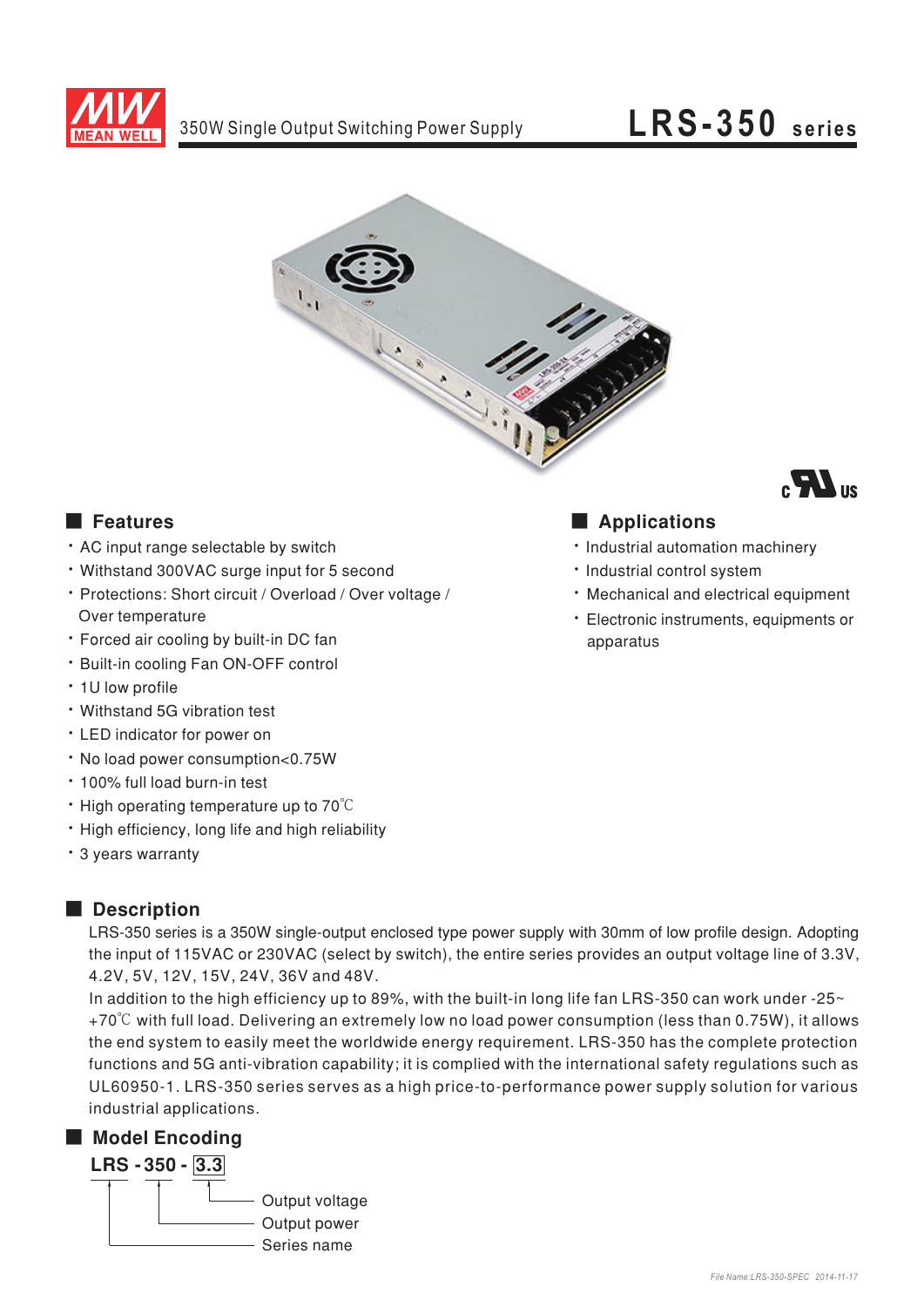# LRS-350 series

350W Single Output Switching Power Supply

## Features

- AC input range selectable by switch
- Withstand 300VAC surge input for 5 second
- Protections: Short circuit / Overload / Over voltage / Over temperature
- Forced air cooling by built-in DC fan
- Built-in cooling Fan ON-OFF control
- 1U low profile
- Withstand 5G vibration test
- LED indicator for power on
- No load power consumption<0.75W
- 100% full load burn-in test
- High operating temperature up to 70℃
- High efficiency, long life and high reliability
- 3 years warranty

## Applications

- Industrial automation machinery
- Industrial control system
- Mechanical and electrical equipment
- Electronic instruments, equipments or apparatus

## Description

LRS-350 series is a 350W single-output enclosed type power supply with 30mm of low profile design. Adopting the input of 115VAC or 230VAC (select by switch), the entire series provides an output voltage line of 3.3V, 4.2V, 5V, 12V, 15V, 24V, 36V and 48V.

In addition to the high efficiency up to 89%, with the built-in long life fan LRS-350 can work under -25~ +70℃ with full load. Delivering an extremely low no load power consumption (less than 0.75W), it allows the end system to easily meet the worldwide energy requirement. LRS-350 has the complete protection functions and 5G anti-vibration capability; it is complied with the international safety regulations such as UL60950-1. LRS-350 series serves as a high price-to-performance power supply solution for various industrial applications.

## Model Encoding

LRS - 350 - 3.3

- 3.3: Output voltage
- 350: Output power
- LRS: Series name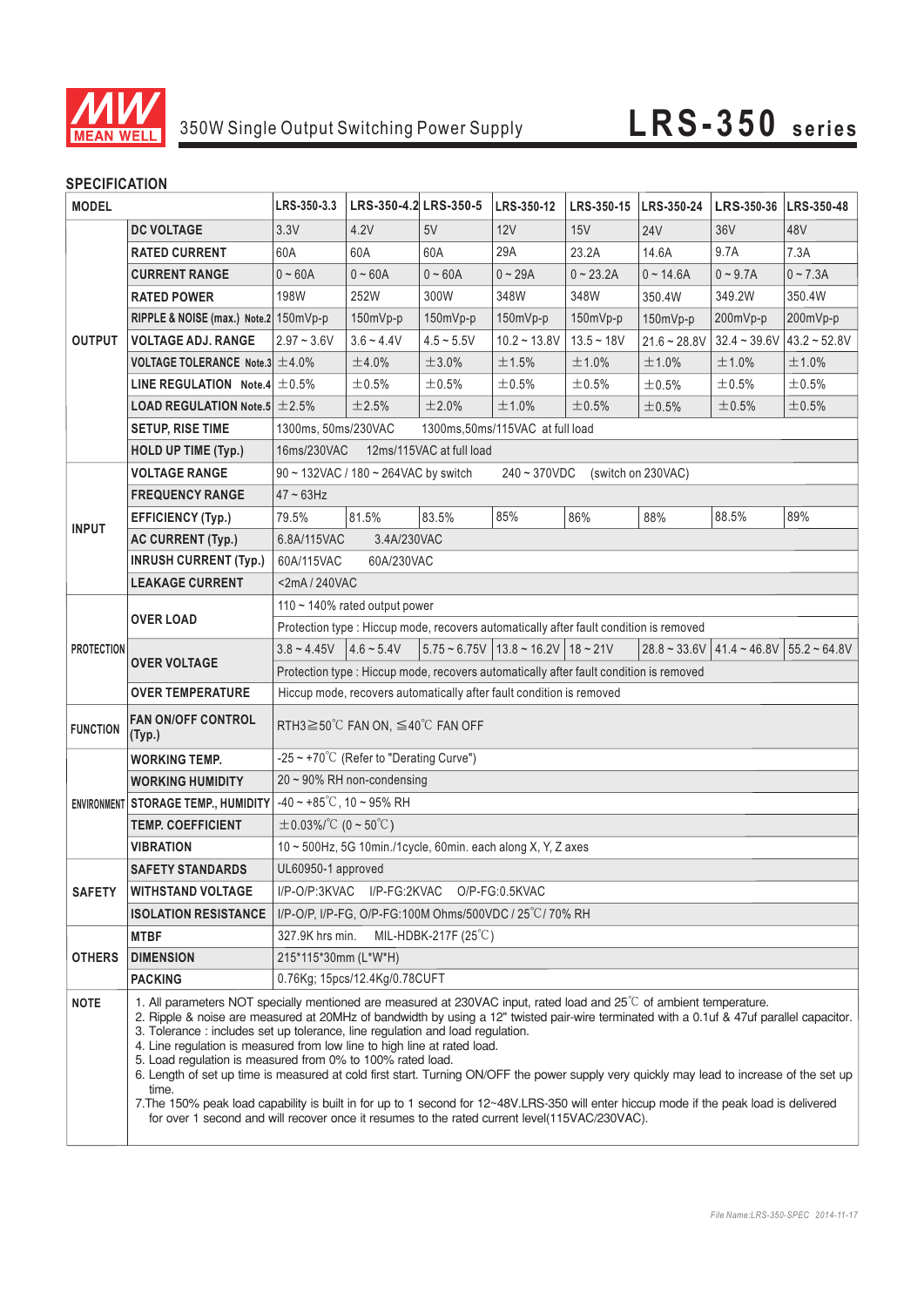350W Single Output Switching Power Supply

# LRS-350 series

## SPECIFICATION

| MODEL | | LRS-350-3.3 | LRS-350-4.2 | LRS-350-5 | LRS-350-12 | LRS-350-15 | LRS-350-24 | LRS-350-36 | LRS-350-48 |
|---|---|---|---|---|---|---|---|---|---|
| OUTPUT | DC VOLTAGE | 3.3V | 4.2V | 5V | 12V | 15V | 24V | 36V | 48V |
| | RATED CURRENT | 60A | 60A | 60A | 29A | 23.2A | 14.6A | 9.7A | 7.3A |
| | CURRENT RANGE | 0 ~ 60A | 0 ~ 60A | 0 ~ 60A | 0 ~ 29A | 0 ~ 23.2A | 0 ~ 14.6A | 0 ~ 9.7A | 0 ~ 7.3A |
| | RATED POWER | 198W | 252W | 300W | 348W | 348W | 350.4W | 349.2W | 350.4W |
| | RIPPLE & NOISE (max.) Note.2 | 150mVp-p | 150mVp-p | 150mVp-p | 150mVp-p | 150mVp-p | 150mVp-p | 200mVp-p | 200mVp-p |
| | VOLTAGE ADJ. RANGE | 2.97 ~ 3.6V | 3.6 ~ 4.4V | 4.5 ~ 5.5V | 10.2 ~ 13.8V | 13.5 ~ 18V | 21.6 ~ 28.8V | 32.4 ~ 39.6V | 43.2 ~ 52.8V |
| | VOLTAGE TOLERANCE Note.3 | ±4.0% | ±4.0% | ±3.0% | ±1.5% | ±1.0% | ±1.0% | ±1.0% | ±1.0% |
| | LINE REGULATION Note.4 | ±0.5% | ±0.5% | ±0.5% | ±0.5% | ±0.5% | ±0.5% | ±0.5% | ±0.5% |
| | LOAD REGULATION Note.5 | ±2.5% | ±2.5% | ±2.0% | ±1.0% | ±0.5% | ±0.5% | ±0.5% | ±0.5% |
| | SETUP, RISE TIME | 1300ms, 50ms/230VAC 1300ms,50ms/115VAC at full load | | | | | | | |
| | HOLD UP TIME (Typ.) | 16ms/230VAC 12ms/115VAC at full load | | | | | | | |
| INPUT | VOLTAGE RANGE | 90 ~ 132VAC / 180 ~ 264VAC by switch 240 ~ 370VDC (switch on 230VAC) | | | | | | | |
| | FREQUENCY RANGE | 47 ~ 63Hz | | | | | | | |
| | EFFICIENCY (Typ.) | 79.5% | 81.5% | 83.5% | 85% | 86% | 88% | 88.5% | 89% |
| | AC CURRENT (Typ.) | 6.8A/115VAC 3.4A/230VAC | | | | | | | |
| | INRUSH CURRENT (Typ.) | 60A/115VAC 60A/230VAC | | | | | | | |
| | LEAKAGE CURRENT | <2mA / 240VAC | | | | | | | |
| PROTECTION | OVER LOAD | 110 ~ 140% rated output power | | | | | | | |
| | | Protection type : Hiccup mode, recovers automatically after fault condition is removed | | | | | | | |
| | OVER VOLTAGE | 3.8 ~ 4.45V | 4.6 ~ 5.4V | 5.75 ~ 6.75V | 13.8 ~ 16.2V | 18 ~ 21V | 28.8 ~ 33.6V | 41.4 ~ 46.8V | 55.2 ~ 64.8V |
| | | Protection type : Hiccup mode, recovers automatically after fault condition is removed | | | | | | | |
| | OVER TEMPERATURE | Hiccup mode, recovers automatically after fault condition is removed | | | | | | | |
| FUNCTION | FAN ON/OFF CONTROL (Typ.) | RTH3≧50℃ FAN ON, ≦40℃ FAN OFF | | | | | | | |
| ENVIRONMENT | WORKING TEMP. | -25 ~ +70℃ (Refer to "Derating Curve") | | | | | | | |
| | WORKING HUMIDITY | 20 ~ 90% RH non-condensing | | | | | | | |
| | STORAGE TEMP., HUMIDITY | -40 ~ +85℃, 10 ~ 95% RH | | | | | | | |
| | TEMP. COEFFICIENT | ±0.03%/℃ (0 ~ 50℃) | | | | | | | |
| | VIBRATION | 10 ~ 500Hz, 5G 10min./1cycle, 60min. each along X, Y, Z axes | | | | | | | |
| SAFETY | SAFETY STANDARDS | UL60950-1 approved | | | | | | | |
| | WITHSTAND VOLTAGE | I/P-O/P:3KVAC I/P-FG:2KVAC O/P-FG:0.5KVAC | | | | | | | |
| | ISOLATION RESISTANCE | I/P-O/P, I/P-FG, O/P-FG:100M Ohms/500VDC / 25℃/ 70% RH | | | | | | | |
| OTHERS | MTBF | 327.9K hrs min. MIL-HDBK-217F (25℃) | | | | | | | |
| | DIMENSION | 215\*115\*30mm (L\*W\*H) | | | | | | | |
| | PACKING | 0.76Kg; 15pcs/12.4Kg/0.78CUFT | | | | | | | |

**NOTE**

1. All parameters NOT specially mentioned are measured at 230VAC input, rated load and 25℃ of ambient temperature.
2. Ripple & noise are measured at 20MHz of bandwidth by using a 12" twisted pair-wire terminated with a 0.1uf & 47uf parallel capacitor.
3. Tolerance : includes set up tolerance, line regulation and load regulation.
4. Line regulation is measured from low line to high line at rated load.
5. Load regulation is measured from 0% to 100% rated load.
6. Length of set up time is measured at cold first start. Turning ON/OFF the power supply very quickly may lead to increase of the set up time.
7. The 150% peak load capability is built in for up to 1 second for 12~48V.LRS-350 will enter hiccup mode if the peak load is delivered for over 1 second and will recover once it resumes to the rated current level(115VAC/230VAC).

*File Name:LRS-350-SPEC 2014-11-17*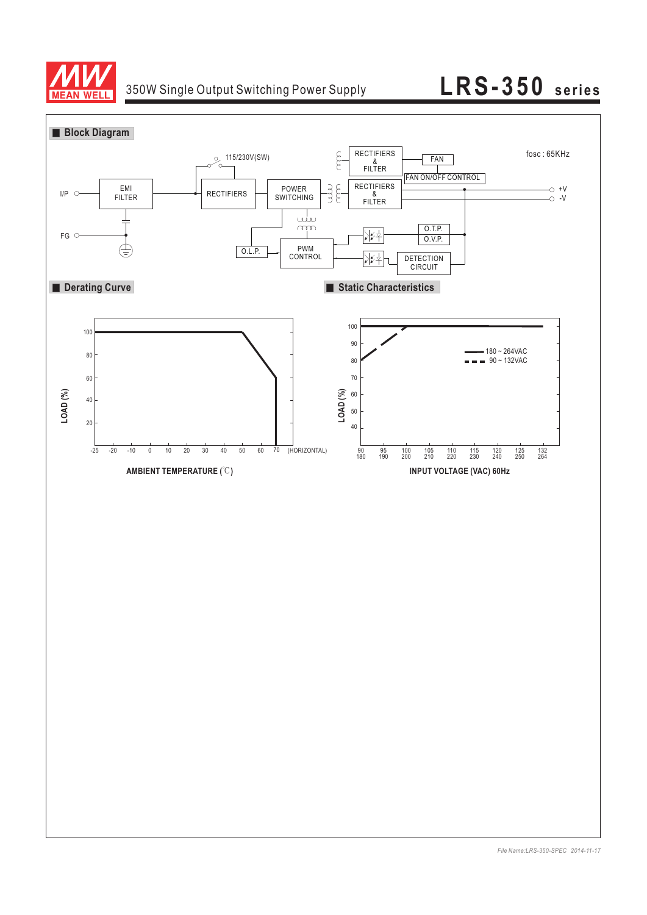## Block Diagram

fosc : 65KHz

I/P, FG, EMI FILTER, 115/230V(SW), RECTIFIERS, POWER SWITCHING, RECTIFIERS & FILTER, FAN, FAN ON/OFF CONTROL, RECTIFIERS & FILTER, +V, -V, O.L.P., PWM CONTROL, O.T.P., O.V.P., DETECTION CIRCUIT

## Derating Curve

LOAD (%)

100, 80, 60, 40, 20

-25, -20, -10, 0, 10, 20, 30, 40, 50, 60, 70 (HORIZONTAL)

AMBIENT TEMPERATURE (℃)

## Static Characteristics

LOAD (%)

100, 90, 80, 70, 60, 50, 40

180 ~ 264VAC

90 ~ 132VAC

90/180, 95/190, 100/200, 105/210, 110/220, 115/230, 120/240, 125/250, 132/264

INPUT VOLTAGE (VAC) 60Hz

*File Name:LRS-350-SPEC 2014-11-17*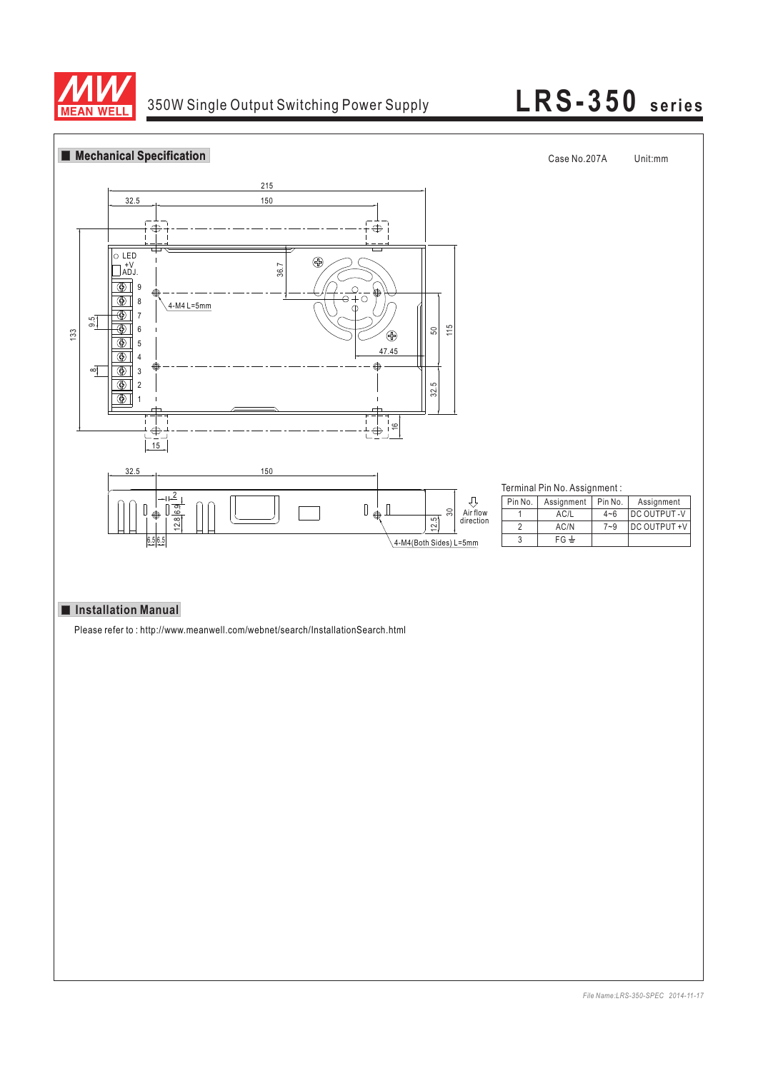## Mechanical Specification

Case No.207A Unit:mm

215
32.5
150
LED
+V
ADJ.
9
8
7
6
5
4
3
2
1
4-M4 L=5mm
36.7
9.5
133
8
47.45
50
115
32.5
16
15

32.5
150
2
6.9
12.8
6.5 6.5
12.5
30
Air flow direction
4-M4(Both Sides) L=5mm

Terminal Pin No. Assignment :

| Pin No. | Assignment | Pin No. | Assignment |
|---|---|---|---|
| 1 | AC/L | 4~6 | DC OUTPUT -V |
| 2 | AC/N | 7~9 | DC OUTPUT +V |
| 3 | FG ⏚ | | |

## Installation Manual

Please refer to : http://www.meanwell.com/webnet/search/InstallationSearch.html